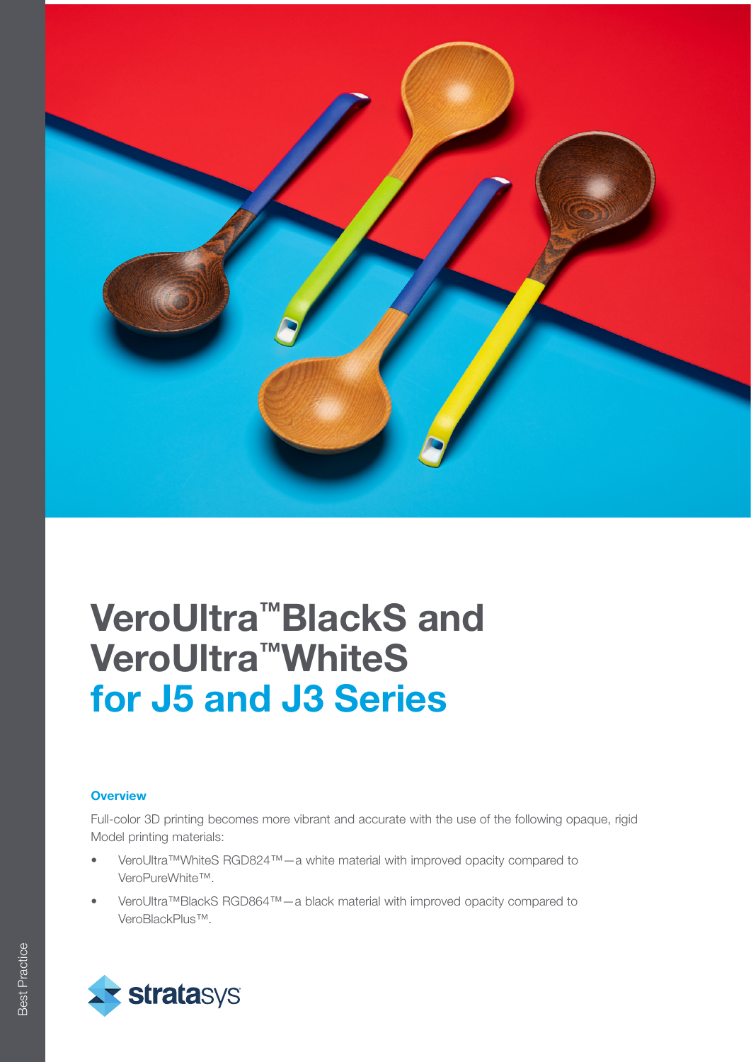# VeroUltra™BlackS and VeroUltra™WhiteS for J5 and J3 Series

### Overview

Full-color 3D printing becomes more vibrant and accurate with the use of the following opaque, rigid Model printing materials:

- VeroUltra™WhiteS RGD824™—a white material with improved opacity compared to VeroPureWhite™.
- VeroUltra™BlackS RGD864™—a black material with improved opacity compared to VeroBlackPlus™.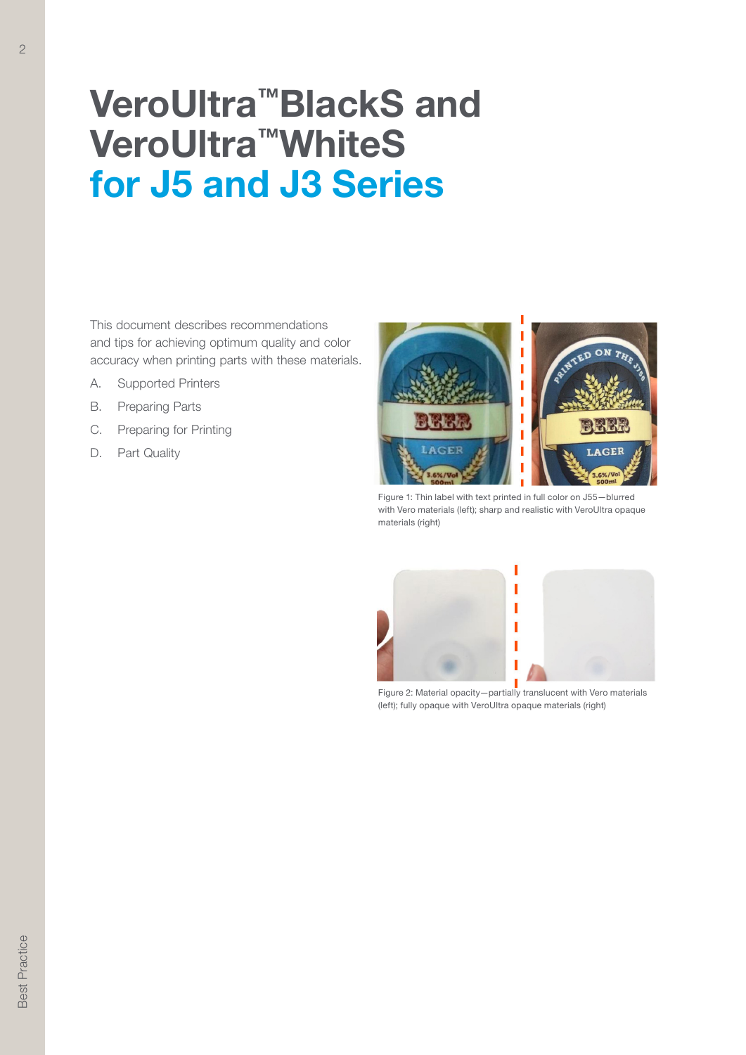# VeroUltra™BlackS and VeroUltra™WhiteS for J5 and J3 Series

This document describes recommendations and tips for achieving optimum quality and color accuracy when printing parts with these materials.

A. Supported Printers
B. Preparing Parts
C. Preparing for Printing
D. Part Quality

Figure 1: Thin label with text printed in full color on J55—blurred with Vero materials (left); sharp and realistic with VeroUltra opaque materials (right)

Figure 2: Material opacity—partially translucent with Vero materials (left); fully opaque with VeroUltra opaque materials (right)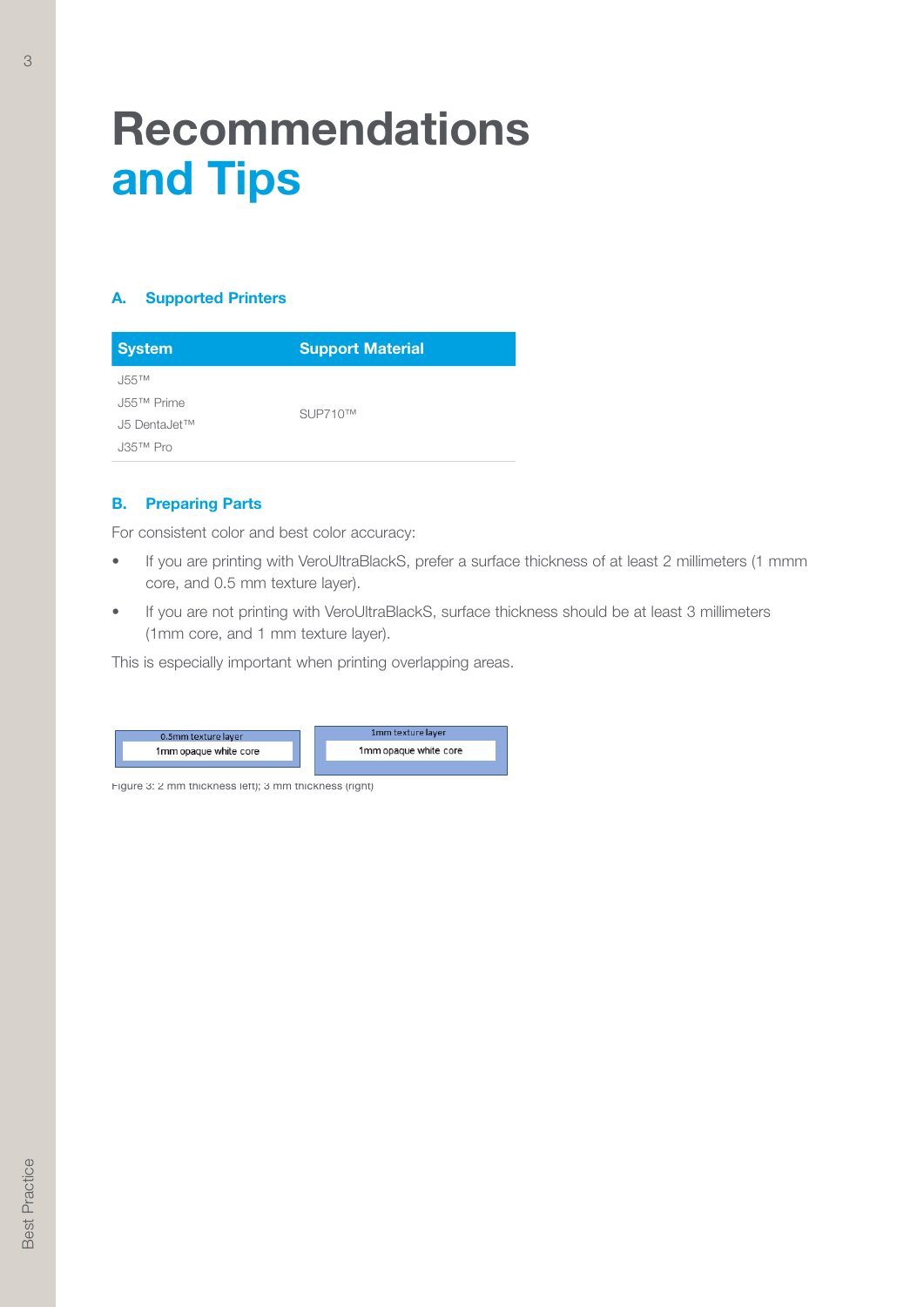# Recommendations and Tips

## A. Supported Printers

| System | Support Material |
| --- | --- |
| J55™<br>J55™ Prime<br>J5 DentaJet™<br>J35™ Pro | SUP710™ |

## B. Preparing Parts

For consistent color and best color accuracy:

- If you are printing with VeroUltraBlackS, prefer a surface thickness of at least 2 millimeters (1 mmm core, and 0.5 mm texture layer).
- If you are not printing with VeroUltraBlackS, surface thickness should be at least 3 millimeters (1mm core, and 1 mm texture layer).

This is especially important when printing overlapping areas.

0.5mm texture layer
1mm opaque white core

1mm texture layer
1mm opaque white core

Figure 3: 2 mm thickness left); 3 mm thickness (right)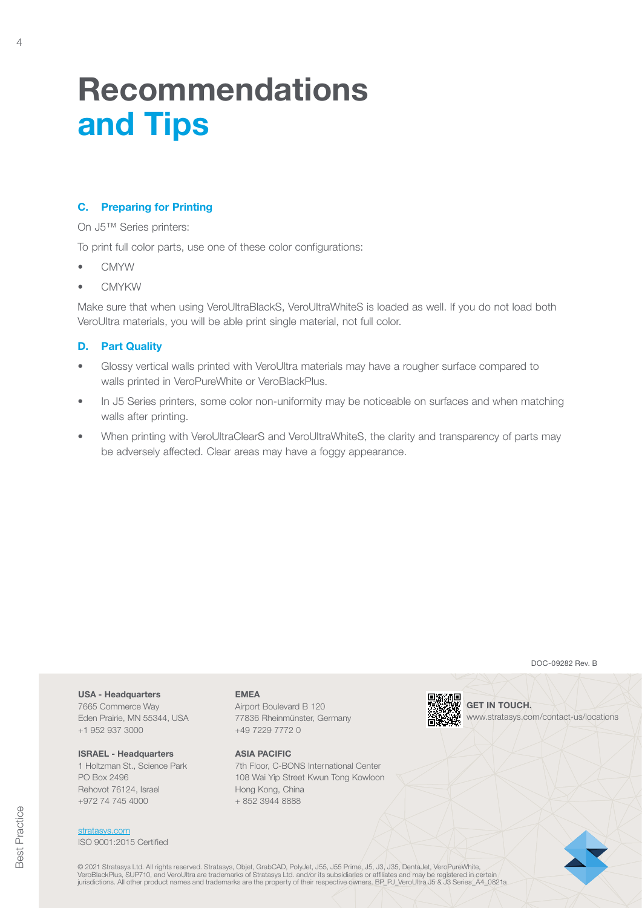# Recommendations and Tips

### C. Preparing for Printing

On J5™ Series printers:

To print full color parts, use one of these color configurations:

- CMYW
- CMYKW

Make sure that when using VeroUltraBlackS, VeroUltraWhiteS is loaded as well. If you do not load both VeroUltra materials, you will be able print single material, not full color.

### D. Part Quality

- Glossy vertical walls printed with VeroUltra materials may have a rougher surface compared to walls printed in VeroPureWhite or VeroBlackPlus.
- In J5 Series printers, some color non-uniformity may be noticeable on surfaces and when matching walls after printing.
- When printing with VeroUltraClearS and VeroUltraWhiteS, the clarity and transparency of parts may be adversely affected. Clear areas may have a foggy appearance.

DOC-09282 Rev. B

**USA - Headquarters**
7665 Commerce Way
Eden Prairie, MN 55344, USA
+1 952 937 3000

**ISRAEL - Headquarters**
1 Holtzman St., Science Park
PO Box 2496
Rehovot 76124, Israel
+972 74 745 4000

**EMEA**
Airport Boulevard B 120
77836 Rheinmünster, Germany
+49 7229 7772 0

**ASIA PACIFIC**
7th Floor, C-BONS International Center
108 Wai Yip Street Kwun Tong Kowloon
Hong Kong, China
+ 852 3944 8888

**GET IN TOUCH.**
www.stratasys.com/contact-us/locations

stratasys.com
ISO 9001:2015 Certified

© 2021 Stratasys Ltd. All rights reserved. Stratasys, Objet, GrabCAD, PolyJet, J55, J55 Prime, J5, J3, J35, DentaJet, VeroPureWhite, VeroBlackPlus, SUP710, and VeroUltra are trademarks of Stratasys Ltd. and/or its subsidiaries or affiliates and may be registered in certain jurisdictions. All other product names and trademarks are the property of their respective owners. BP_PJ_VeroUltra J5 & J3 Series_A4_0821a